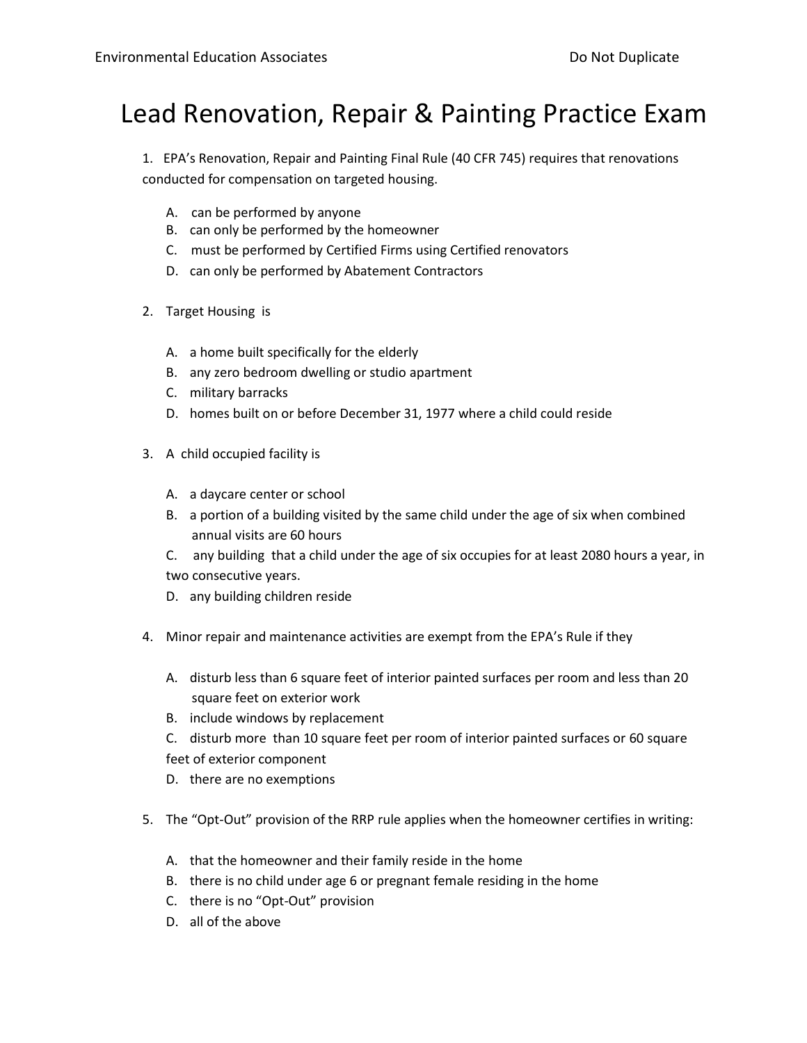# Lead Renovation, Repair & Painting Practice Exam

1. EPA's Renovation, Repair and Painting Final Rule (40 CFR 745) requires that renovations conducted for compensation on targeted housing.

   A. can be performed by anyone
   B. can only be performed by the homeowner
   C. must be performed by Certified Firms using Certified renovators
   D. can only be performed by Abatement Contractors

2. Target Housing is

   A. a home built specifically for the elderly
   B. any zero bedroom dwelling or studio apartment
   C. military barracks
   D. homes built on or before December 31, 1977 where a child could reside

3. A child occupied facility is

   A. a daycare center or school
   B. a portion of a building visited by the same child under the age of six when combined annual visits are 60 hours
   C. any building that a child under the age of six occupies for at least 2080 hours a year, in two consecutive years.
   D. any building children reside

4. Minor repair and maintenance activities are exempt from the EPA's Rule if they

   A. disturb less than 6 square feet of interior painted surfaces per room and less than 20 square feet on exterior work
   B. include windows by replacement
   C. disturb more than 10 square feet per room of interior painted surfaces or 60 square feet of exterior component
   D. there are no exemptions

5. The "Opt-Out" provision of the RRP rule applies when the homeowner certifies in writing:

   A. that the homeowner and their family reside in the home
   B. there is no child under age 6 or pregnant female residing in the home
   C. there is no "Opt-Out" provision
   D. all of the above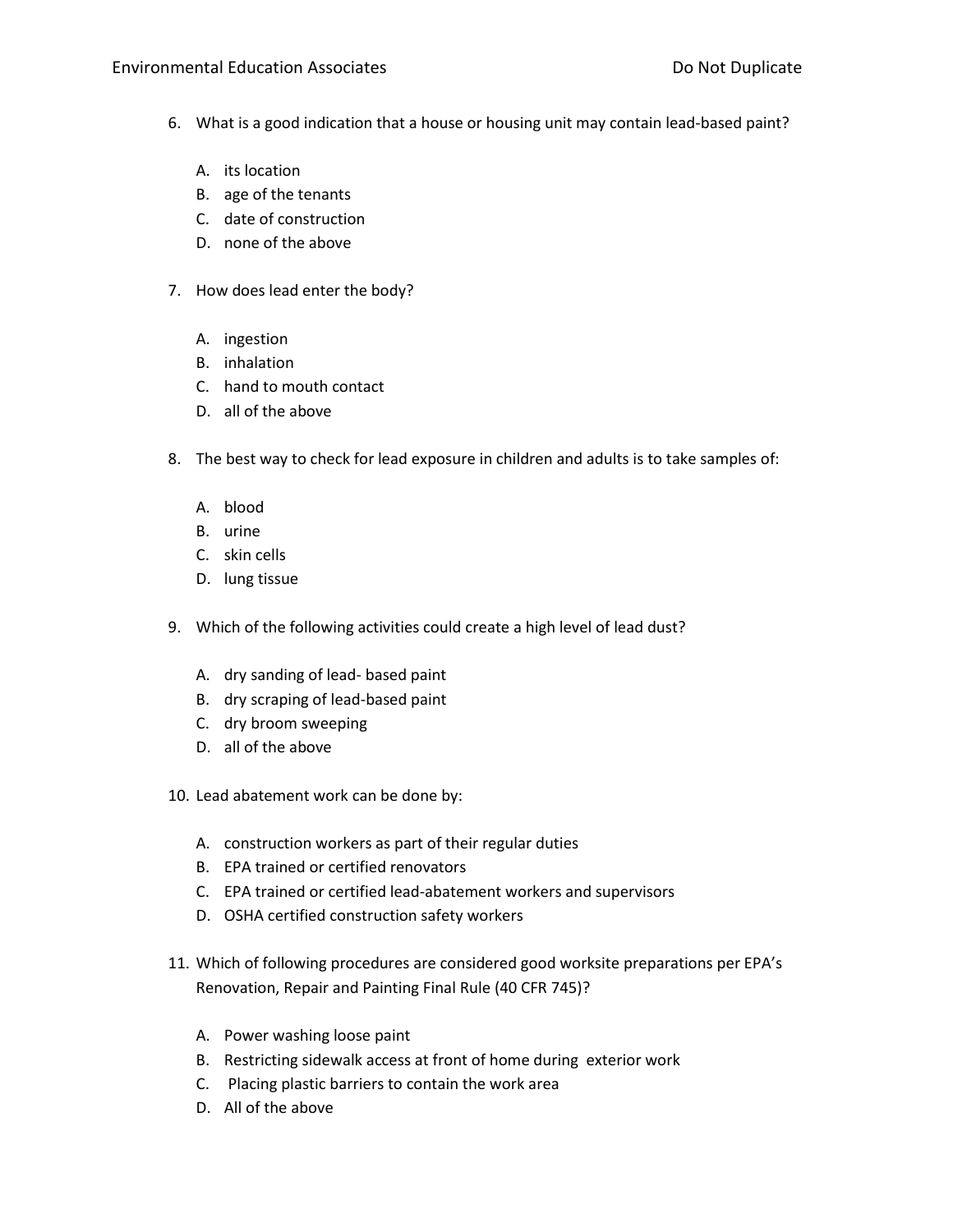6. What is a good indication that a house or housing unit may contain lead-based paint?

   A. its location
   B. age of the tenants
   C. date of construction
   D. none of the above

7. How does lead enter the body?

   A. ingestion
   B. inhalation
   C. hand to mouth contact
   D. all of the above

8. The best way to check for lead exposure in children and adults is to take samples of:

   A. blood
   B. urine
   C. skin cells
   D. lung tissue

9. Which of the following activities could create a high level of lead dust?

   A. dry sanding of lead- based paint
   B. dry scraping of lead-based paint
   C. dry broom sweeping
   D. all of the above

10. Lead abatement work can be done by:

    A. construction workers as part of their regular duties
    B. EPA trained or certified renovators
    C. EPA trained or certified lead-abatement workers and supervisors
    D. OSHA certified construction safety workers

11. Which of following procedures are considered good worksite preparations per EPA's Renovation, Repair and Painting Final Rule (40 CFR 745)?

    A. Power washing loose paint
    B. Restricting sidewalk access at front of home during exterior work
    C. Placing plastic barriers to contain the work area
    D. All of the above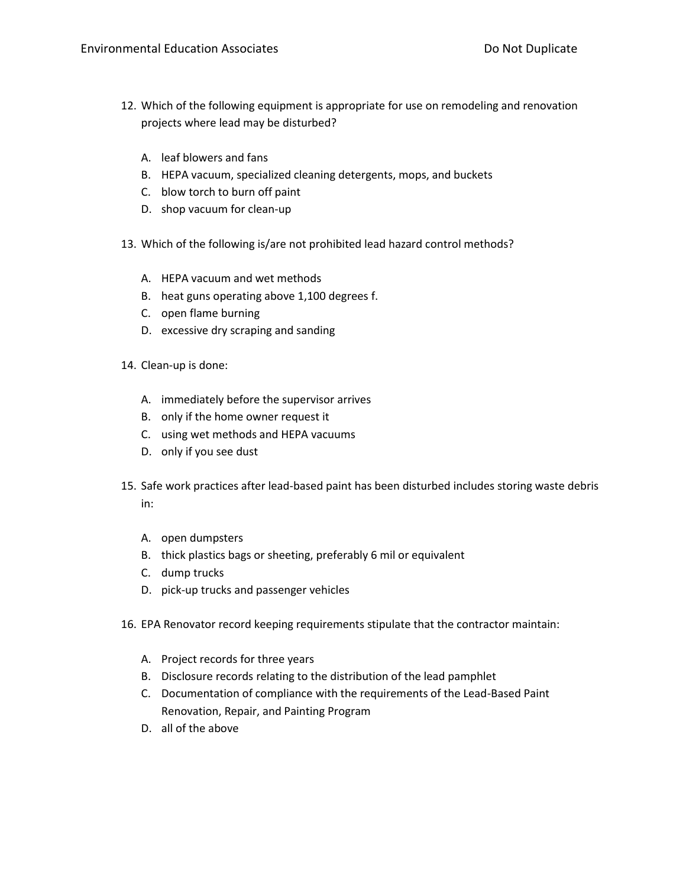12. Which of the following equipment is appropriate for use on remodeling and renovation projects where lead may be disturbed?

    A. leaf blowers and fans
    B. HEPA vacuum, specialized cleaning detergents, mops, and buckets
    C. blow torch to burn off paint
    D. shop vacuum for clean-up

13. Which of the following is/are not prohibited lead hazard control methods?

    A. HEPA vacuum and wet methods
    B. heat guns operating above 1,100 degrees f.
    C. open flame burning
    D. excessive dry scraping and sanding

14. Clean-up is done:

    A. immediately before the supervisor arrives
    B. only if the home owner request it
    C. using wet methods and HEPA vacuums
    D. only if you see dust

15. Safe work practices after lead-based paint has been disturbed includes storing waste debris in:

    A. open dumpsters
    B. thick plastics bags or sheeting, preferably 6 mil or equivalent
    C. dump trucks
    D. pick-up trucks and passenger vehicles

16. EPA Renovator record keeping requirements stipulate that the contractor maintain:

    A. Project records for three years
    B. Disclosure records relating to the distribution of the lead pamphlet
    C. Documentation of compliance with the requirements of the Lead-Based Paint Renovation, Repair, and Painting Program
    D. all of the above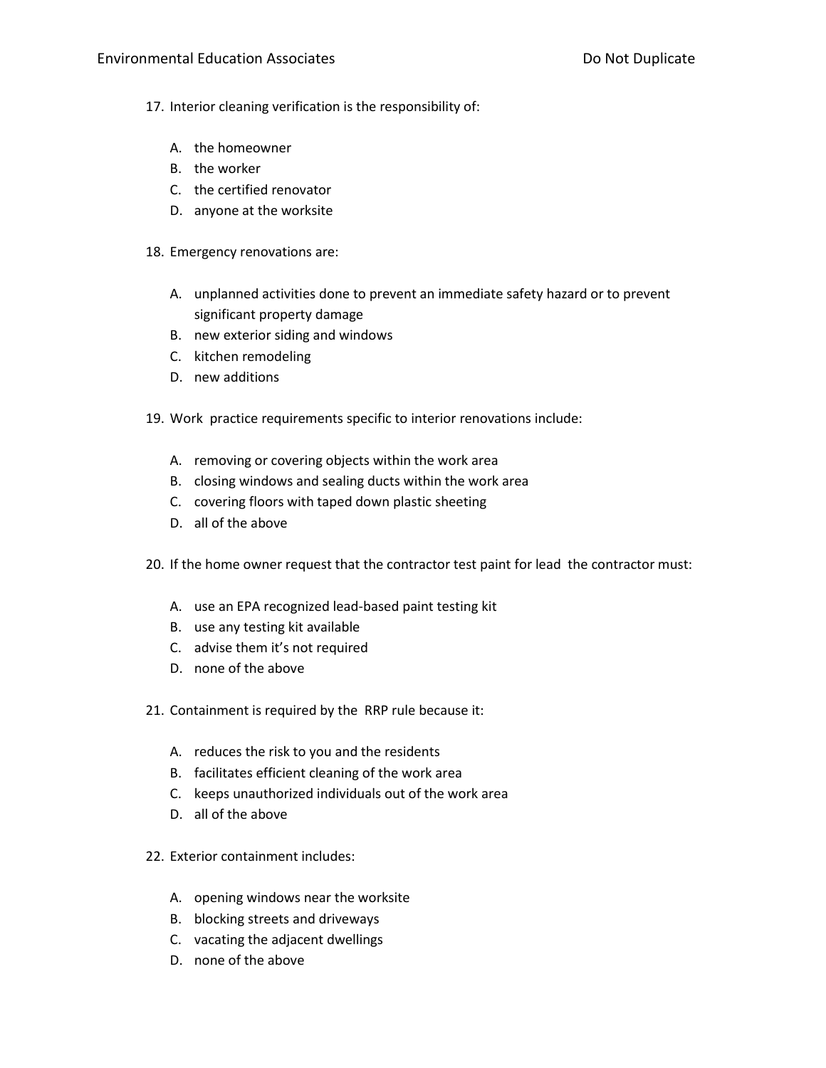17. Interior cleaning verification is the responsibility of:

    A. the homeowner
    B. the worker
    C. the certified renovator
    D. anyone at the worksite

18. Emergency renovations are:

    A. unplanned activities done to prevent an immediate safety hazard or to prevent significant property damage
    B. new exterior siding and windows
    C. kitchen remodeling
    D. new additions

19. Work practice requirements specific to interior renovations include:

    A. removing or covering objects within the work area
    B. closing windows and sealing ducts within the work area
    C. covering floors with taped down plastic sheeting
    D. all of the above

20. If the home owner request that the contractor test paint for lead the contractor must:

    A. use an EPA recognized lead-based paint testing kit
    B. use any testing kit available
    C. advise them it's not required
    D. none of the above

21. Containment is required by the RRP rule because it:

    A. reduces the risk to you and the residents
    B. facilitates efficient cleaning of the work area
    C. keeps unauthorized individuals out of the work area
    D. all of the above

22. Exterior containment includes:

    A. opening windows near the worksite
    B. blocking streets and driveways
    C. vacating the adjacent dwellings
    D. none of the above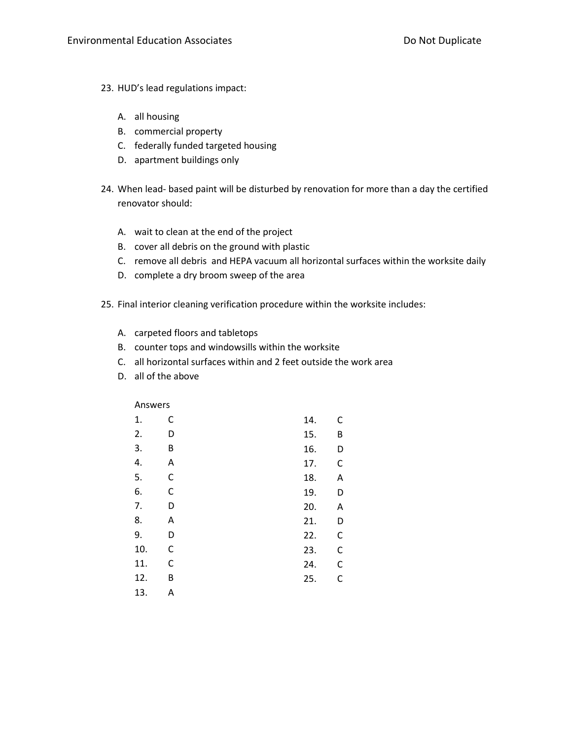23. HUD's lead regulations impact:

    A. all housing
    B. commercial property
    C. federally funded targeted housing
    D. apartment buildings only

24. When lead- based paint will be disturbed by renovation for more than a day the certified renovator should:

    A. wait to clean at the end of the project
    B. cover all debris on the ground with plastic
    C. remove all debris and HEPA vacuum all horizontal surfaces within the worksite daily
    D. complete a dry broom sweep of the area

25. Final interior cleaning verification procedure within the worksite includes:

    A. carpeted floors and tabletops
    B. counter tops and windowsills within the worksite
    C. all horizontal surfaces within and 2 feet outside the work area
    D. all of the above

Answers

| | | | |
|---|---|---|---|
| 1. | C | 14. | C |
| 2. | D | 15. | B |
| 3. | B | 16. | D |
| 4. | A | 17. | C |
| 5. | C | 18. | A |
| 6. | C | 19. | D |
| 7. | D | 20. | A |
| 8. | A | 21. | D |
| 9. | D | 22. | C |
| 10. | C | 23. | C |
| 11. | C | 24. | C |
| 12. | B | 25. | C |
| 13. | A | | |